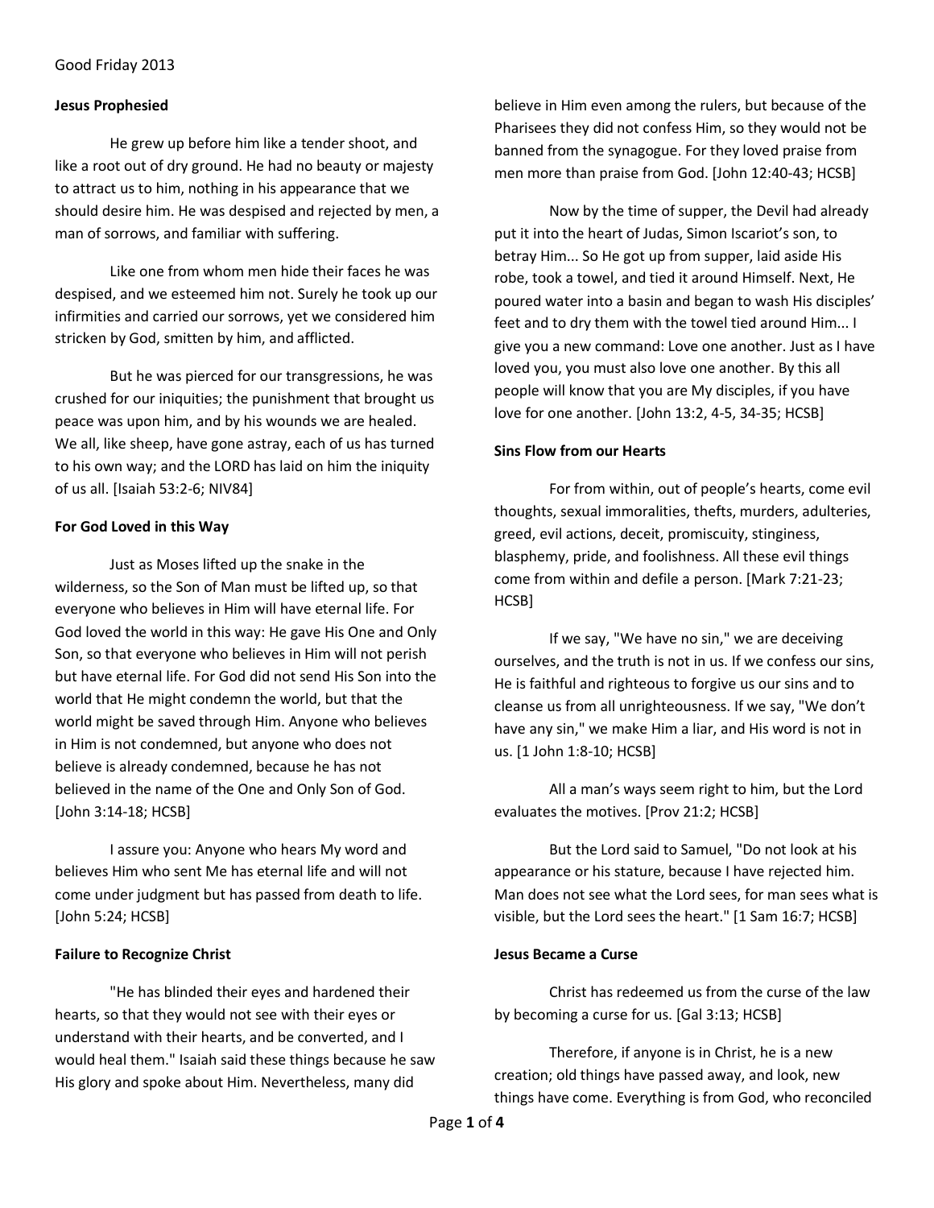Good Friday 2013

## Jesus Prophesied

He grew up before him like a tender shoot, and like a root out of dry ground. He had no beauty or majesty to attract us to him, nothing in his appearance that we should desire him. He was despised and rejected by men, a man of sorrows, and familiar with suffering.

Like one from whom men hide their faces he was despised, and we esteemed him not. Surely he took up our infirmities and carried our sorrows, yet we considered him stricken by God, smitten by him, and afflicted.

But he was pierced for our transgressions, he was crushed for our iniquities; the punishment that brought us peace was upon him, and by his wounds we are healed. We all, like sheep, have gone astray, each of us has turned to his own way; and the LORD has laid on him the iniquity of us all. [Isaiah 53:2-6; NIV84]

## For God Loved in this Way

Just as Moses lifted up the snake in the wilderness, so the Son of Man must be lifted up, so that everyone who believes in Him will have eternal life. For God loved the world in this way: He gave His One and Only Son, so that everyone who believes in Him will not perish but have eternal life. For God did not send His Son into the world that He might condemn the world, but that the world might be saved through Him. Anyone who believes in Him is not condemned, but anyone who does not believe is already condemned, because he has not believed in the name of the One and Only Son of God. [John 3:14-18; HCSB]

I assure you: Anyone who hears My word and believes Him who sent Me has eternal life and will not come under judgment but has passed from death to life. [John 5:24; HCSB]

## Failure to Recognize Christ

"He has blinded their eyes and hardened their hearts, so that they would not see with their eyes or understand with their hearts, and be converted, and I would heal them." Isaiah said these things because he saw His glory and spoke about Him. Nevertheless, many did believe in Him even among the rulers, but because of the Pharisees they did not confess Him, so they would not be banned from the synagogue. For they loved praise from men more than praise from God. [John 12:40-43; HCSB]

Now by the time of supper, the Devil had already put it into the heart of Judas, Simon Iscariot's son, to betray Him... So He got up from supper, laid aside His robe, took a towel, and tied it around Himself. Next, He poured water into a basin and began to wash His disciples' feet and to dry them with the towel tied around Him... I give you a new command: Love one another. Just as I have loved you, you must also love one another. By this all people will know that you are My disciples, if you have love for one another. [John 13:2, 4-5, 34-35; HCSB]

## Sins Flow from our Hearts

For from within, out of people's hearts, come evil thoughts, sexual immoralities, thefts, murders, adulteries, greed, evil actions, deceit, promiscuity, stinginess, blasphemy, pride, and foolishness. All these evil things come from within and defile a person. [Mark 7:21-23; HCSB]

If we say, "We have no sin," we are deceiving ourselves, and the truth is not in us. If we confess our sins, He is faithful and righteous to forgive us our sins and to cleanse us from all unrighteousness. If we say, "We don't have any sin," we make Him a liar, and His word is not in us. [1 John 1:8-10; HCSB]

All a man's ways seem right to him, but the Lord evaluates the motives. [Prov 21:2; HCSB]

But the Lord said to Samuel, "Do not look at his appearance or his stature, because I have rejected him. Man does not see what the Lord sees, for man sees what is visible, but the Lord sees the heart." [1 Sam 16:7; HCSB]

## Jesus Became a Curse

Christ has redeemed us from the curse of the law by becoming a curse for us. [Gal 3:13; HCSB]

Therefore, if anyone is in Christ, he is a new creation; old things have passed away, and look, new things have come. Everything is from God, who reconciled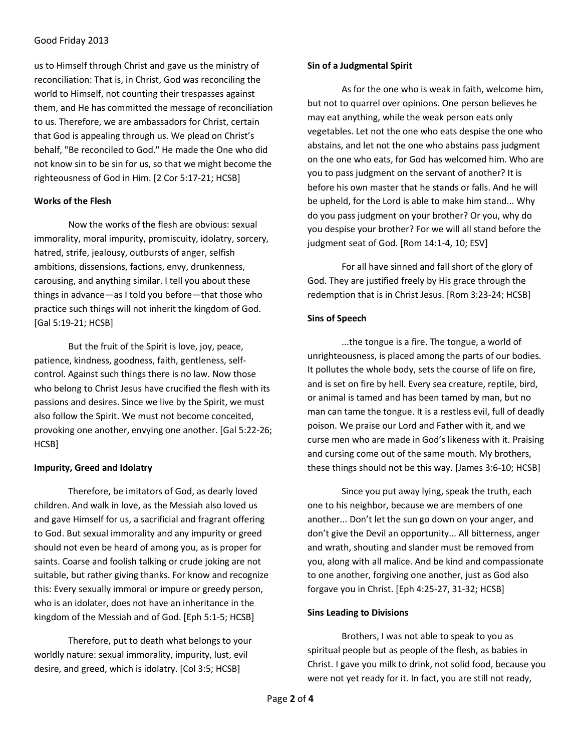us to Himself through Christ and gave us the ministry of reconciliation: That is, in Christ, God was reconciling the world to Himself, not counting their trespasses against them, and He has committed the message of reconciliation to us. Therefore, we are ambassadors for Christ, certain that God is appealing through us. We plead on Christ's behalf, "Be reconciled to God." He made the One who did not know sin to be sin for us, so that we might become the righteousness of God in Him. [2 Cor 5:17-21; HCSB]

**Works of the Flesh**

Now the works of the flesh are obvious: sexual immorality, moral impurity, promiscuity, idolatry, sorcery, hatred, strife, jealousy, outbursts of anger, selfish ambitions, dissensions, factions, envy, drunkenness, carousing, and anything similar. I tell you about these things in advance—as I told you before—that those who practice such things will not inherit the kingdom of God. [Gal 5:19-21; HCSB]

But the fruit of the Spirit is love, joy, peace, patience, kindness, goodness, faith, gentleness, self-control. Against such things there is no law. Now those who belong to Christ Jesus have crucified the flesh with its passions and desires. Since we live by the Spirit, we must also follow the Spirit. We must not become conceited, provoking one another, envying one another. [Gal 5:22-26; HCSB]

**Impurity, Greed and Idolatry**

Therefore, be imitators of God, as dearly loved children. And walk in love, as the Messiah also loved us and gave Himself for us, a sacrificial and fragrant offering to God. But sexual immorality and any impurity or greed should not even be heard of among you, as is proper for saints. Coarse and foolish talking or crude joking are not suitable, but rather giving thanks. For know and recognize this: Every sexually immoral or impure or greedy person, who is an idolater, does not have an inheritance in the kingdom of the Messiah and of God. [Eph 5:1-5; HCSB]

Therefore, put to death what belongs to your worldly nature: sexual immorality, impurity, lust, evil desire, and greed, which is idolatry. [Col 3:5; HCSB]

**Sin of a Judgmental Spirit**

As for the one who is weak in faith, welcome him, but not to quarrel over opinions. One person believes he may eat anything, while the weak person eats only vegetables. Let not the one who eats despise the one who abstains, and let not the one who abstains pass judgment on the one who eats, for God has welcomed him. Who are you to pass judgment on the servant of another? It is before his own master that he stands or falls. And he will be upheld, for the Lord is able to make him stand... Why do you pass judgment on your brother? Or you, why do you despise your brother? For we will all stand before the judgment seat of God. [Rom 14:1-4, 10; ESV]

For all have sinned and fall short of the glory of God. They are justified freely by His grace through the redemption that is in Christ Jesus. [Rom 3:23-24; HCSB]

**Sins of Speech**

...the tongue is a fire. The tongue, a world of unrighteousness, is placed among the parts of our bodies. It pollutes the whole body, sets the course of life on fire, and is set on fire by hell. Every sea creature, reptile, bird, or animal is tamed and has been tamed by man, but no man can tame the tongue. It is a restless evil, full of deadly poison. We praise our Lord and Father with it, and we curse men who are made in God's likeness with it. Praising and cursing come out of the same mouth. My brothers, these things should not be this way. [James 3:6-10; HCSB]

Since you put away lying, speak the truth, each one to his neighbor, because we are members of one another... Don't let the sun go down on your anger, and don't give the Devil an opportunity... All bitterness, anger and wrath, shouting and slander must be removed from you, along with all malice. And be kind and compassionate to one another, forgiving one another, just as God also forgave you in Christ. [Eph 4:25-27, 31-32; HCSB]

**Sins Leading to Divisions**

Brothers, I was not able to speak to you as spiritual people but as people of the flesh, as babies in Christ. I gave you milk to drink, not solid food, because you were not yet ready for it. In fact, you are still not ready,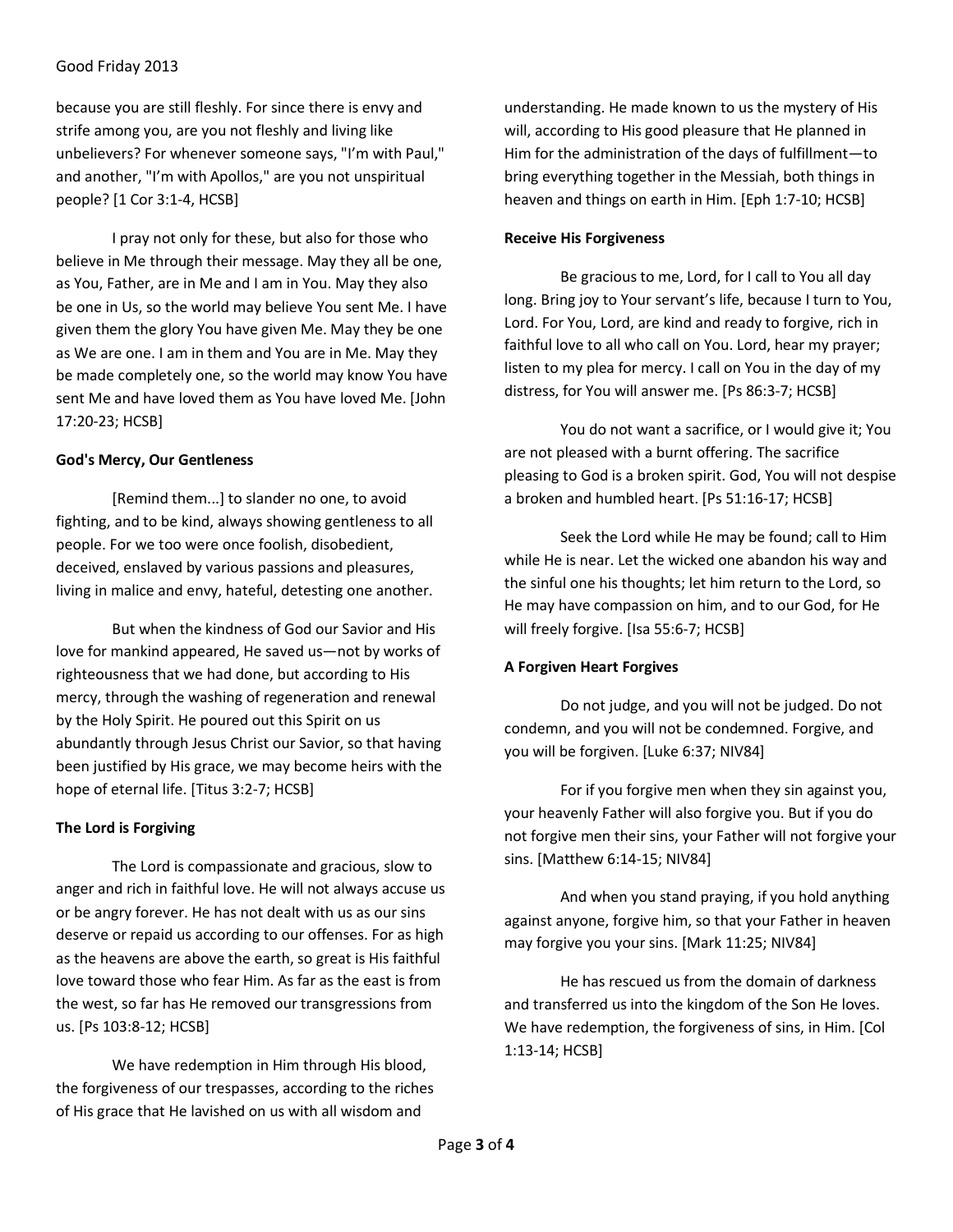because you are still fleshly. For since there is envy and strife among you, are you not fleshly and living like unbelievers? For whenever someone says, "I'm with Paul," and another, "I'm with Apollos," are you not unspiritual people? [1 Cor 3:1-4, HCSB]

I pray not only for these, but also for those who believe in Me through their message. May they all be one, as You, Father, are in Me and I am in You. May they also be one in Us, so the world may believe You sent Me. I have given them the glory You have given Me. May they be one as We are one. I am in them and You are in Me. May they be made completely one, so the world may know You have sent Me and have loved them as You have loved Me. [John 17:20-23; HCSB]

**God's Mercy, Our Gentleness**

[Remind them...] to slander no one, to avoid fighting, and to be kind, always showing gentleness to all people. For we too were once foolish, disobedient, deceived, enslaved by various passions and pleasures, living in malice and envy, hateful, detesting one another.

But when the kindness of God our Savior and His love for mankind appeared, He saved us—not by works of righteousness that we had done, but according to His mercy, through the washing of regeneration and renewal by the Holy Spirit. He poured out this Spirit on us abundantly through Jesus Christ our Savior, so that having been justified by His grace, we may become heirs with the hope of eternal life. [Titus 3:2-7; HCSB]

**The Lord is Forgiving**

The Lord is compassionate and gracious, slow to anger and rich in faithful love. He will not always accuse us or be angry forever. He has not dealt with us as our sins deserve or repaid us according to our offenses. For as high as the heavens are above the earth, so great is His faithful love toward those who fear Him. As far as the east is from the west, so far has He removed our transgressions from us. [Ps 103:8-12; HCSB]

We have redemption in Him through His blood, the forgiveness of our trespasses, according to the riches of His grace that He lavished on us with all wisdom and understanding. He made known to us the mystery of His will, according to His good pleasure that He planned in Him for the administration of the days of fulfillment—to bring everything together in the Messiah, both things in heaven and things on earth in Him. [Eph 1:7-10; HCSB]

**Receive His Forgiveness**

Be gracious to me, Lord, for I call to You all day long. Bring joy to Your servant's life, because I turn to You, Lord. For You, Lord, are kind and ready to forgive, rich in faithful love to all who call on You. Lord, hear my prayer; listen to my plea for mercy. I call on You in the day of my distress, for You will answer me. [Ps 86:3-7; HCSB]

You do not want a sacrifice, or I would give it; You are not pleased with a burnt offering. The sacrifice pleasing to God is a broken spirit. God, You will not despise a broken and humbled heart. [Ps 51:16-17; HCSB]

Seek the Lord while He may be found; call to Him while He is near. Let the wicked one abandon his way and the sinful one his thoughts; let him return to the Lord, so He may have compassion on him, and to our God, for He will freely forgive. [Isa 55:6-7; HCSB]

**A Forgiven Heart Forgives**

Do not judge, and you will not be judged. Do not condemn, and you will not be condemned. Forgive, and you will be forgiven. [Luke 6:37; NIV84]

For if you forgive men when they sin against you, your heavenly Father will also forgive you. But if you do not forgive men their sins, your Father will not forgive your sins. [Matthew 6:14-15; NIV84]

And when you stand praying, if you hold anything against anyone, forgive him, so that your Father in heaven may forgive you your sins. [Mark 11:25; NIV84]

He has rescued us from the domain of darkness and transferred us into the kingdom of the Son He loves. We have redemption, the forgiveness of sins, in Him. [Col 1:13-14; HCSB]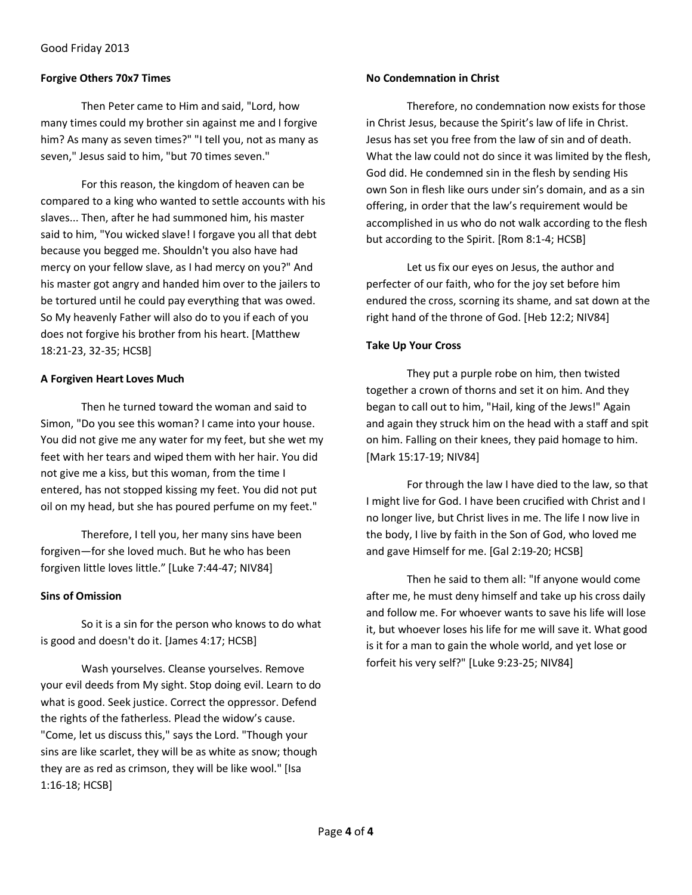### Forgive Others 70x7 Times

Then Peter came to Him and said, "Lord, how many times could my brother sin against me and I forgive him? As many as seven times?" "I tell you, not as many as seven," Jesus said to him, "but 70 times seven."

For this reason, the kingdom of heaven can be compared to a king who wanted to settle accounts with his slaves... Then, after he had summoned him, his master said to him, "You wicked slave! I forgave you all that debt because you begged me. Shouldn't you also have had mercy on your fellow slave, as I had mercy on you?" And his master got angry and handed him over to the jailers to be tortured until he could pay everything that was owed. So My heavenly Father will also do to you if each of you does not forgive his brother from his heart. [Matthew 18:21-23, 32-35; HCSB]

### A Forgiven Heart Loves Much

Then he turned toward the woman and said to Simon, "Do you see this woman? I came into your house. You did not give me any water for my feet, but she wet my feet with her tears and wiped them with her hair. You did not give me a kiss, but this woman, from the time I entered, has not stopped kissing my feet. You did not put oil on my head, but she has poured perfume on my feet."

Therefore, I tell you, her many sins have been forgiven—for she loved much. But he who has been forgiven little loves little." [Luke 7:44-47; NIV84]

### Sins of Omission

So it is a sin for the person who knows to do what is good and doesn't do it. [James 4:17; HCSB]

Wash yourselves. Cleanse yourselves. Remove your evil deeds from My sight. Stop doing evil. Learn to do what is good. Seek justice. Correct the oppressor. Defend the rights of the fatherless. Plead the widow's cause. "Come, let us discuss this," says the Lord. "Though your sins are like scarlet, they will be as white as snow; though they are as red as crimson, they will be like wool." [Isa 1:16-18; HCSB]

### No Condemnation in Christ

Therefore, no condemnation now exists for those in Christ Jesus, because the Spirit's law of life in Christ. Jesus has set you free from the law of sin and of death. What the law could not do since it was limited by the flesh, God did. He condemned sin in the flesh by sending His own Son in flesh like ours under sin's domain, and as a sin offering, in order that the law's requirement would be accomplished in us who do not walk according to the flesh but according to the Spirit. [Rom 8:1-4; HCSB]

Let us fix our eyes on Jesus, the author and perfecter of our faith, who for the joy set before him endured the cross, scorning its shame, and sat down at the right hand of the throne of God. [Heb 12:2; NIV84]

### Take Up Your Cross

They put a purple robe on him, then twisted together a crown of thorns and set it on him. And they began to call out to him, "Hail, king of the Jews!" Again and again they struck him on the head with a staff and spit on him. Falling on their knees, they paid homage to him. [Mark 15:17-19; NIV84]

For through the law I have died to the law, so that I might live for God. I have been crucified with Christ and I no longer live, but Christ lives in me. The life I now live in the body, I live by faith in the Son of God, who loved me and gave Himself for me. [Gal 2:19-20; HCSB]

Then he said to them all: "If anyone would come after me, he must deny himself and take up his cross daily and follow me. For whoever wants to save his life will lose it, but whoever loses his life for me will save it. What good is it for a man to gain the whole world, and yet lose or forfeit his very self?" [Luke 9:23-25; NIV84]